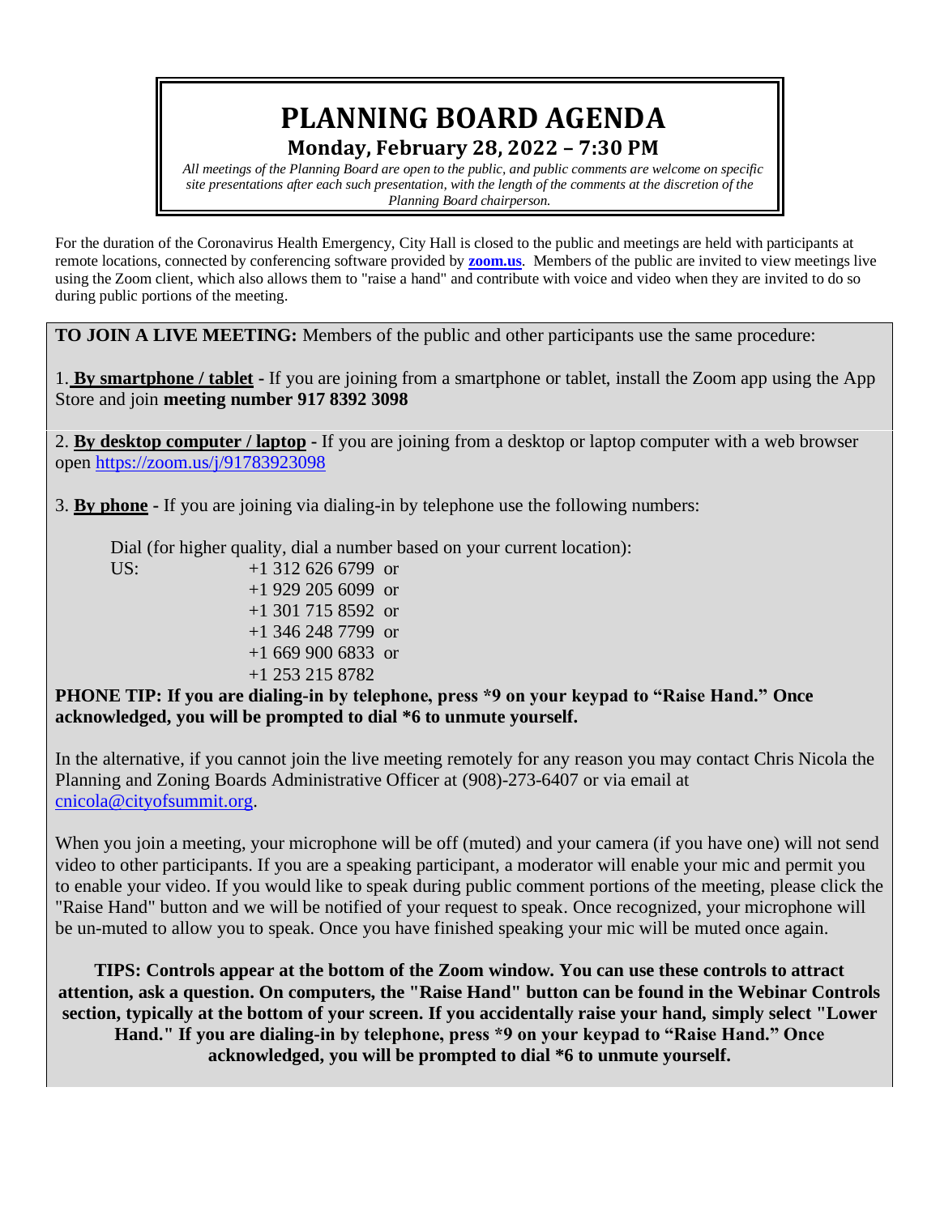# PLANNING BOARD AGENDA

## Monday, February 28, 2022 – 7:30 PM

*All meetings of the Planning Board are open to the public, and public comments are welcome on specific site presentations after each such presentation, with the length of the comments at the discretion of the Planning Board chairperson.*

For the duration of the Coronavirus Health Emergency, City Hall is closed to the public and meetings are held with participants at remote locations, connected by conferencing software provided by **zoom.us**. Members of the public are invited to view meetings live using the Zoom client, which also allows them to "raise a hand" and contribute with voice and video when they are invited to do so during public portions of the meeting.

**TO JOIN A LIVE MEETING:** Members of the public and other participants use the same procedure:

1. **By smartphone / tablet -** If you are joining from a smartphone or tablet, install the Zoom app using the App Store and join **meeting number 917 8392 3098**

2. **By desktop computer / laptop -** If you are joining from a desktop or laptop computer with a web browser open https://zoom.us/j/91783923098

3. **By phone -** If you are joining via dialing-in by telephone use the following numbers:

Dial (for higher quality, dial a number based on your current location):

US:
+1 312 626 6799 or
+1 929 205 6099 or
+1 301 715 8592 or
+1 346 248 7799 or
+1 669 900 6833 or
+1 253 215 8782

**PHONE TIP: If you are dialing-in by telephone, press *9 on your keypad to "Raise Hand." Once acknowledged, you will be prompted to dial *6 to unmute yourself.**

In the alternative, if you cannot join the live meeting remotely for any reason you may contact Chris Nicola the Planning and Zoning Boards Administrative Officer at (908)-273-6407 or via email at cnicola@cityofsummit.org.

When you join a meeting, your microphone will be off (muted) and your camera (if you have one) will not send video to other participants. If you are a speaking participant, a moderator will enable your mic and permit you to enable your video. If you would like to speak during public comment portions of the meeting, please click the "Raise Hand" button and we will be notified of your request to speak. Once recognized, your microphone will be un-muted to allow you to speak. Once you have finished speaking your mic will be muted once again.

**TIPS: Controls appear at the bottom of the Zoom window. You can use these controls to attract attention, ask a question. On computers, the "Raise Hand" button can be found in the Webinar Controls section, typically at the bottom of your screen. If you accidentally raise your hand, simply select "Lower Hand." If you are dialing-in by telephone, press *9 on your keypad to "Raise Hand." Once acknowledged, you will be prompted to dial *6 to unmute yourself.**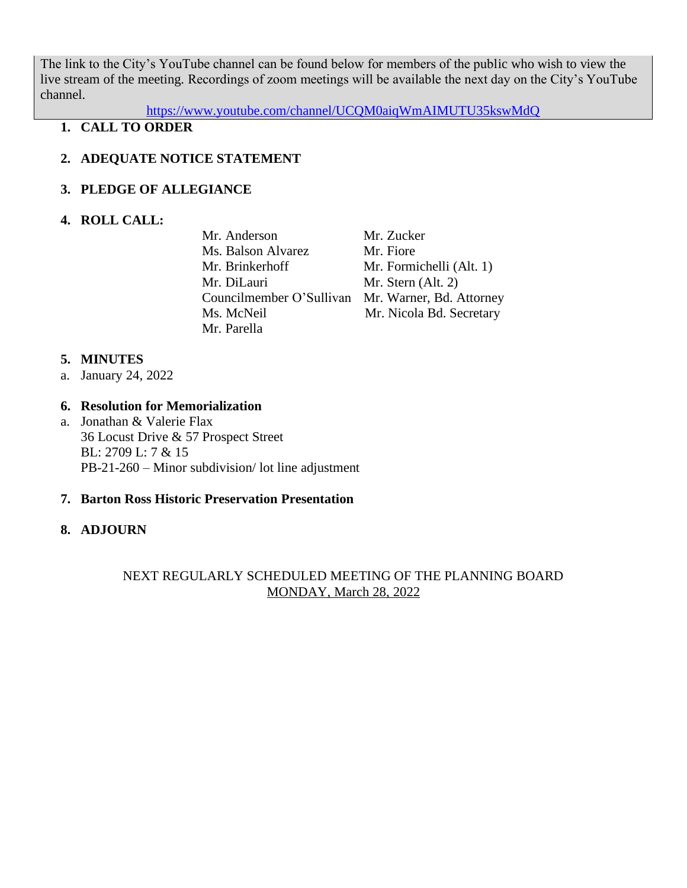The link to the City's YouTube channel can be found below for members of the public who wish to view the live stream of the meeting. Recordings of zoom meetings will be available the next day on the City's YouTube channel.

https://www.youtube.com/channel/UCQM0aiqWmAIMUTU35kswMdQ

1. **CALL TO ORDER**

2. **ADEQUATE NOTICE STATEMENT**

3. **PLEDGE OF ALLEGIANCE**

4. **ROLL CALL:**

| | |
|---|---|
| Mr. Anderson | Mr. Zucker |
| Ms. Balson Alvarez | Mr. Fiore |
| Mr. Brinkerhoff | Mr. Formichelli (Alt. 1) |
| Mr. DiLauri | Mr. Stern (Alt. 2) |
| Councilmember O'Sullivan | Mr. Warner, Bd. Attorney |
| Ms. McNeil | Mr. Nicola Bd. Secretary |
| Mr. Parella | |

5. **MINUTES**

a. January 24, 2022

6. **Resolution for Memorialization**

a. Jonathan & Valerie Flax
   36 Locust Drive & 57 Prospect Street
   BL: 2709 L: 7 & 15
   PB-21-260 – Minor subdivision/ lot line adjustment

7. **Barton Ross Historic Preservation Presentation**

8. **ADJOURN**

NEXT REGULARLY SCHEDULED MEETING OF THE PLANNING BOARD
MONDAY, March 28, 2022